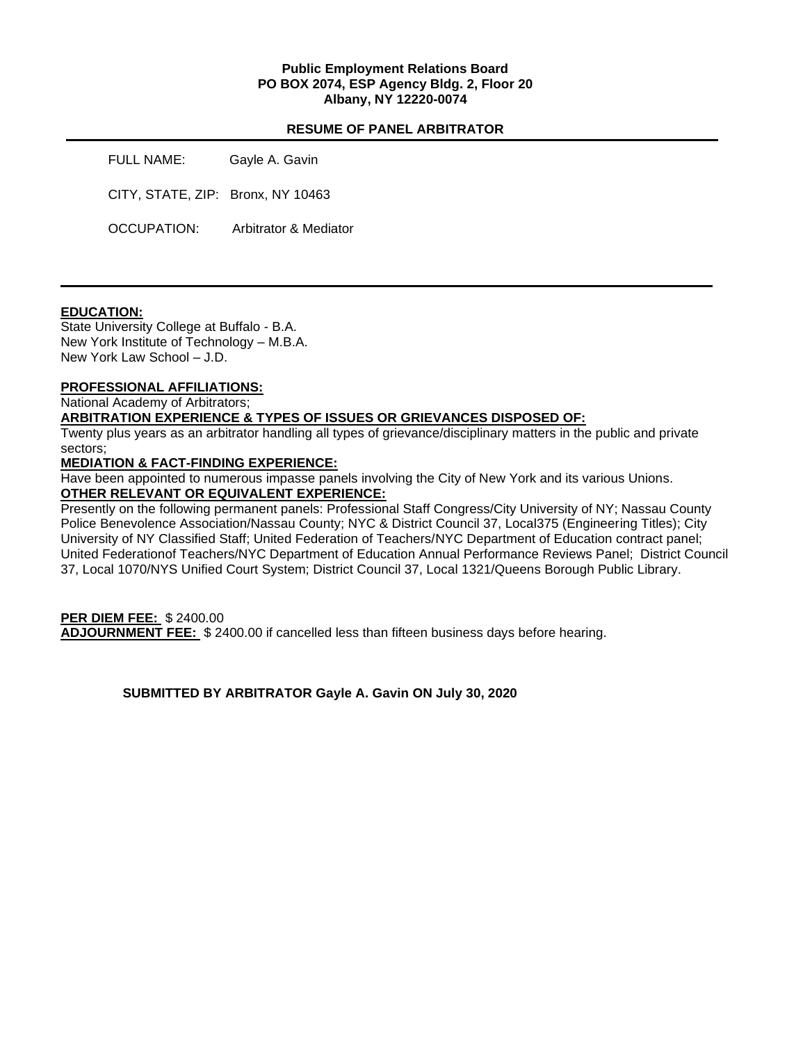**Public Employment Relations Board**
**PO BOX 2074, ESP Agency Bldg. 2, Floor 20**
**Albany, NY 12220-0074**

**RESUME OF PANEL ARBITRATOR**

---

FULL NAME: Gayle A. Gavin

CITY, STATE, ZIP: Bronx, NY 10463

OCCUPATION: Arbitrator & Mediator

---

**EDUCATION:**
State University College at Buffalo - B.A.
New York Institute of Technology – M.B.A.
New York Law School – J.D.

**PROFESSIONAL AFFILIATIONS:**
National Academy of Arbitrators;

**ARBITRATION EXPERIENCE & TYPES OF ISSUES OR GRIEVANCES DISPOSED OF:**
Twenty plus years as an arbitrator handling all types of grievance/disciplinary matters in the public and private sectors;

**MEDIATION & FACT-FINDING EXPERIENCE:**
Have been appointed to numerous impasse panels involving the City of New York and its various Unions.

**OTHER RELEVANT OR EQUIVALENT EXPERIENCE:**
Presently on the following permanent panels: Professional Staff Congress/City University of NY; Nassau County Police Benevolence Association/Nassau County; NYC & District Council 37, Local375 (Engineering Titles); City University of NY Classified Staff; United Federation of Teachers/NYC Department of Education contract panel; United Federationof Teachers/NYC Department of Education Annual Performance Reviews Panel; District Council 37, Local 1070/NYS Unified Court System; District Council 37, Local 1321/Queens Borough Public Library.

**PER DIEM FEE:** $ 2400.00
**ADJOURNMENT FEE:** $ 2400.00 if cancelled less than fifteen business days before hearing.

**SUBMITTED BY ARBITRATOR Gayle A. Gavin ON July 30, 2020**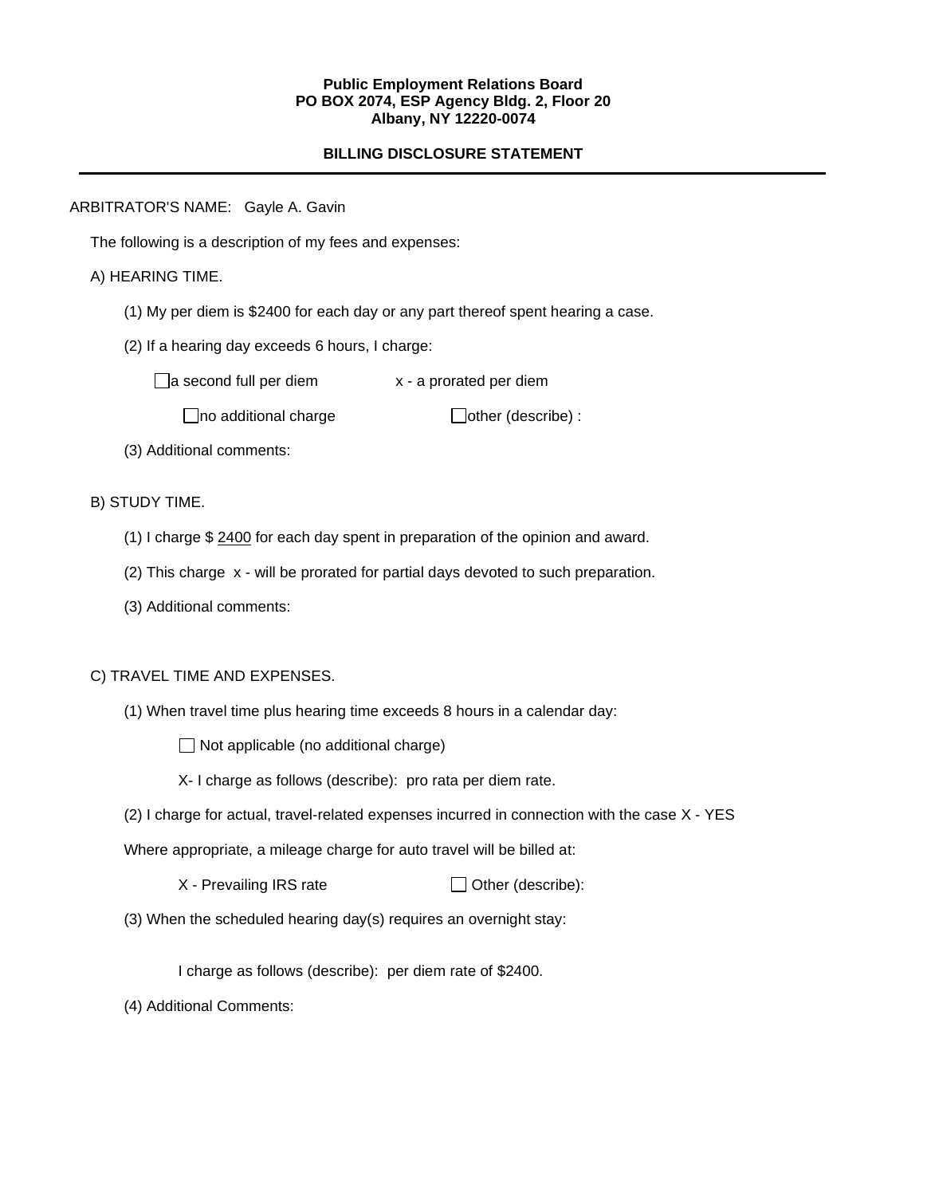**Public Employment Relations Board**
**PO BOX 2074, ESP Agency Bldg. 2, Floor 20**
**Albany, NY 12220-0074**

**BILLING DISCLOSURE STATEMENT**

---

ARBITRATOR'S NAME: Gayle A. Gavin

The following is a description of my fees and expenses:

A) HEARING TIME.

(1) My per diem is $2400 for each day or any part thereof spent hearing a case.

(2) If a hearing day exceeds 6 hours, I charge:

☐ a second full per diem          x - a prorated per diem

☐ no additional charge          ☐ other (describe) :

(3) Additional comments:

B) STUDY TIME.

(1) I charge $ 2400 for each day spent in preparation of the opinion and award.

(2) This charge x - will be prorated for partial days devoted to such preparation.

(3) Additional comments:

C) TRAVEL TIME AND EXPENSES.

(1) When travel time plus hearing time exceeds 8 hours in a calendar day:

☐ Not applicable (no additional charge)

X- I charge as follows (describe): pro rata per diem rate.

(2) I charge for actual, travel-related expenses incurred in connection with the case X - YES

Where appropriate, a mileage charge for auto travel will be billed at:

X - Prevailing IRS rate          ☐ Other (describe):

(3) When the scheduled hearing day(s) requires an overnight stay:

I charge as follows (describe): per diem rate of $2400.

(4) Additional Comments: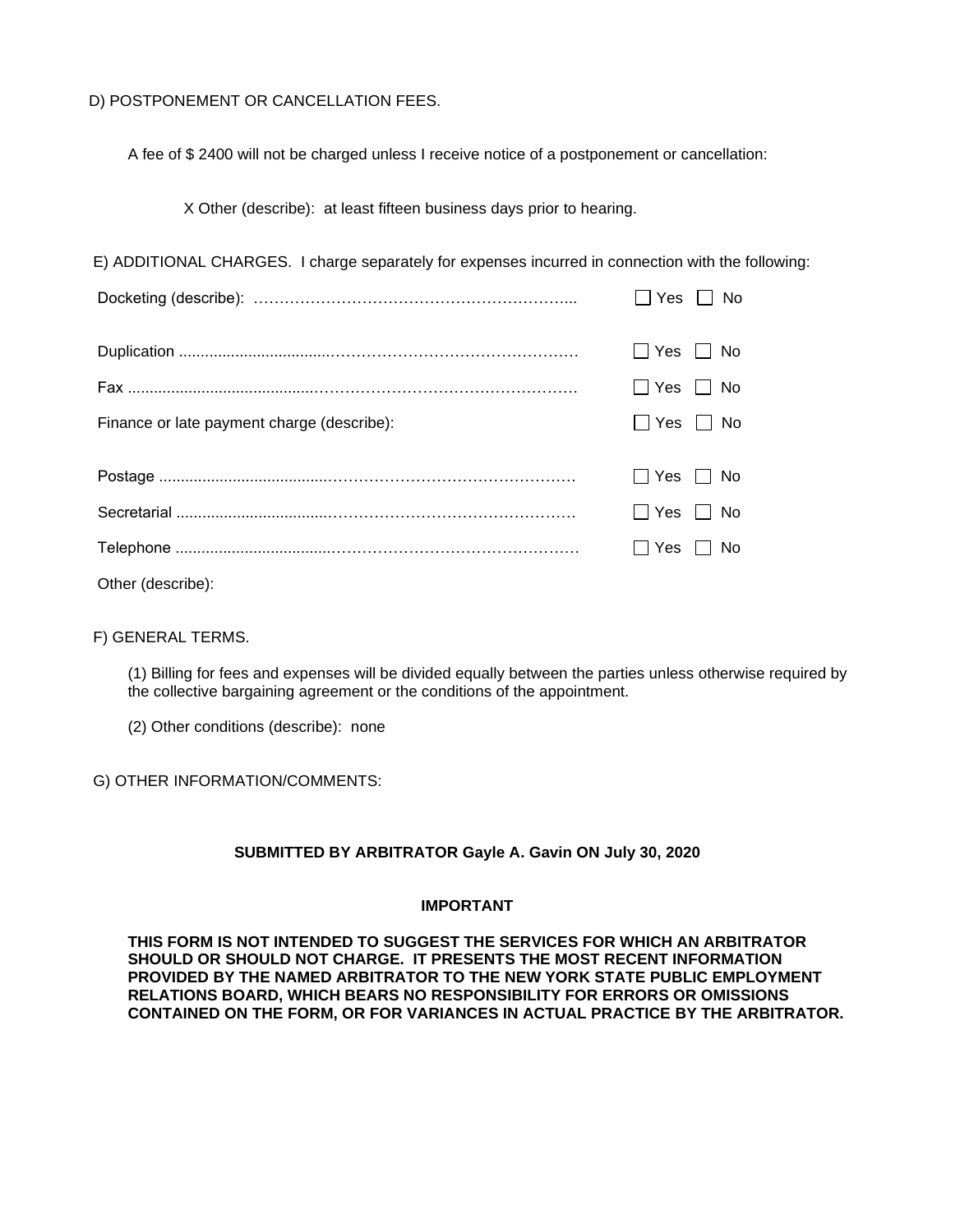D) POSTPONEMENT OR CANCELLATION FEES.

A fee of $ 2400 will not be charged unless I receive notice of a postponement or cancellation:

X Other (describe): at least fifteen business days prior to hearing.

E) ADDITIONAL CHARGES. I charge separately for expenses incurred in connection with the following:

| | |
|---|---|
| Docketing (describe): ........................................................ | ☐ Yes ☐ No |
| Duplication ........................................................................ | ☐ Yes ☐ No |
| Fax .................................................................................... | ☐ Yes ☐ No |
| Finance or late payment charge (describe): | ☐ Yes ☐ No |
| Postage .............................................................................. | ☐ Yes ☐ No |
| Secretarial ........................................................................... | ☐ Yes ☐ No |
| Telephone ........................................................................... | ☐ Yes ☐ No |

Other (describe):

F) GENERAL TERMS.

(1) Billing for fees and expenses will be divided equally between the parties unless otherwise required by the collective bargaining agreement or the conditions of the appointment.

(2) Other conditions (describe): none

G) OTHER INFORMATION/COMMENTS:

**SUBMITTED BY ARBITRATOR Gayle A. Gavin ON July 30, 2020**

**IMPORTANT**

**THIS FORM IS NOT INTENDED TO SUGGEST THE SERVICES FOR WHICH AN ARBITRATOR SHOULD OR SHOULD NOT CHARGE. IT PRESENTS THE MOST RECENT INFORMATION PROVIDED BY THE NAMED ARBITRATOR TO THE NEW YORK STATE PUBLIC EMPLOYMENT RELATIONS BOARD, WHICH BEARS NO RESPONSIBILITY FOR ERRORS OR OMISSIONS CONTAINED ON THE FORM, OR FOR VARIANCES IN ACTUAL PRACTICE BY THE ARBITRATOR.**